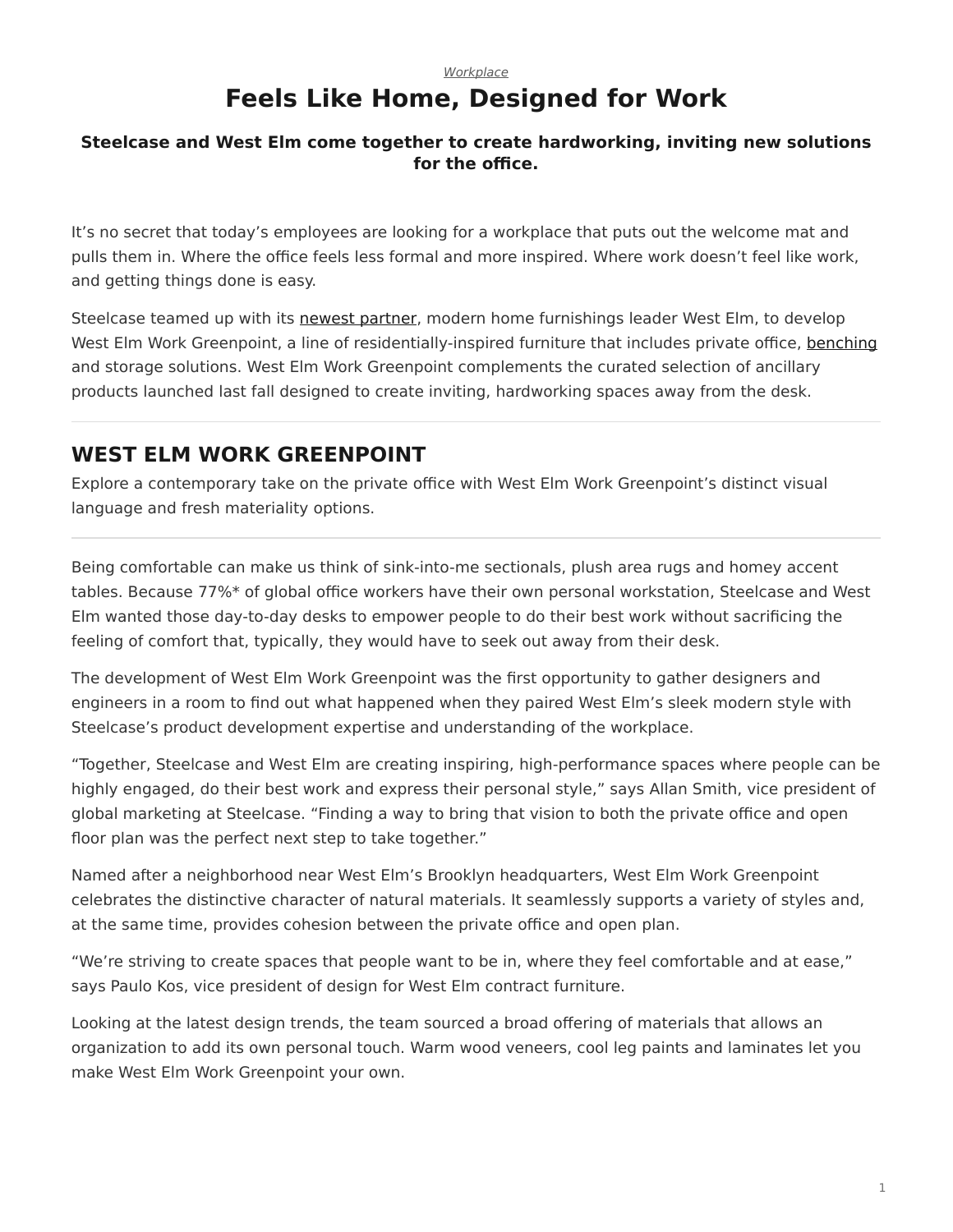*Workplace*

# Feels Like Home, Designed for Work

**Steelcase and West Elm come together to create hardworking, inviting new solutions for the office.**

It's no secret that today's employees are looking for a workplace that puts out the welcome mat and pulls them in. Where the office feels less formal and more inspired. Where work doesn't feel like work, and getting things done is easy.

Steelcase teamed up with its newest partner, modern home furnishings leader West Elm, to develop West Elm Work Greenpoint, a line of residentially-inspired furniture that includes private office, benching and storage solutions. West Elm Work Greenpoint complements the curated selection of ancillary products launched last fall designed to create inviting, hardworking spaces away from the desk.

---

## WEST ELM WORK GREENPOINT

Explore a contemporary take on the private office with West Elm Work Greenpoint's distinct visual language and fresh materiality options.

---

Being comfortable can make us think of sink-into-me sectionals, plush area rugs and homey accent tables. Because 77%* of global office workers have their own personal workstation, Steelcase and West Elm wanted those day-to-day desks to empower people to do their best work without sacrificing the feeling of comfort that, typically, they would have to seek out away from their desk.

The development of West Elm Work Greenpoint was the first opportunity to gather designers and engineers in a room to find out what happened when they paired West Elm's sleek modern style with Steelcase's product development expertise and understanding of the workplace.

"Together, Steelcase and West Elm are creating inspiring, high-performance spaces where people can be highly engaged, do their best work and express their personal style," says Allan Smith, vice president of global marketing at Steelcase. "Finding a way to bring that vision to both the private office and open floor plan was the perfect next step to take together."

Named after a neighborhood near West Elm's Brooklyn headquarters, West Elm Work Greenpoint celebrates the distinctive character of natural materials. It seamlessly supports a variety of styles and, at the same time, provides cohesion between the private office and open plan.

"We're striving to create spaces that people want to be in, where they feel comfortable and at ease," says Paulo Kos, vice president of design for West Elm contract furniture.

Looking at the latest design trends, the team sourced a broad offering of materials that allows an organization to add its own personal touch. Warm wood veneers, cool leg paints and laminates let you make West Elm Work Greenpoint your own.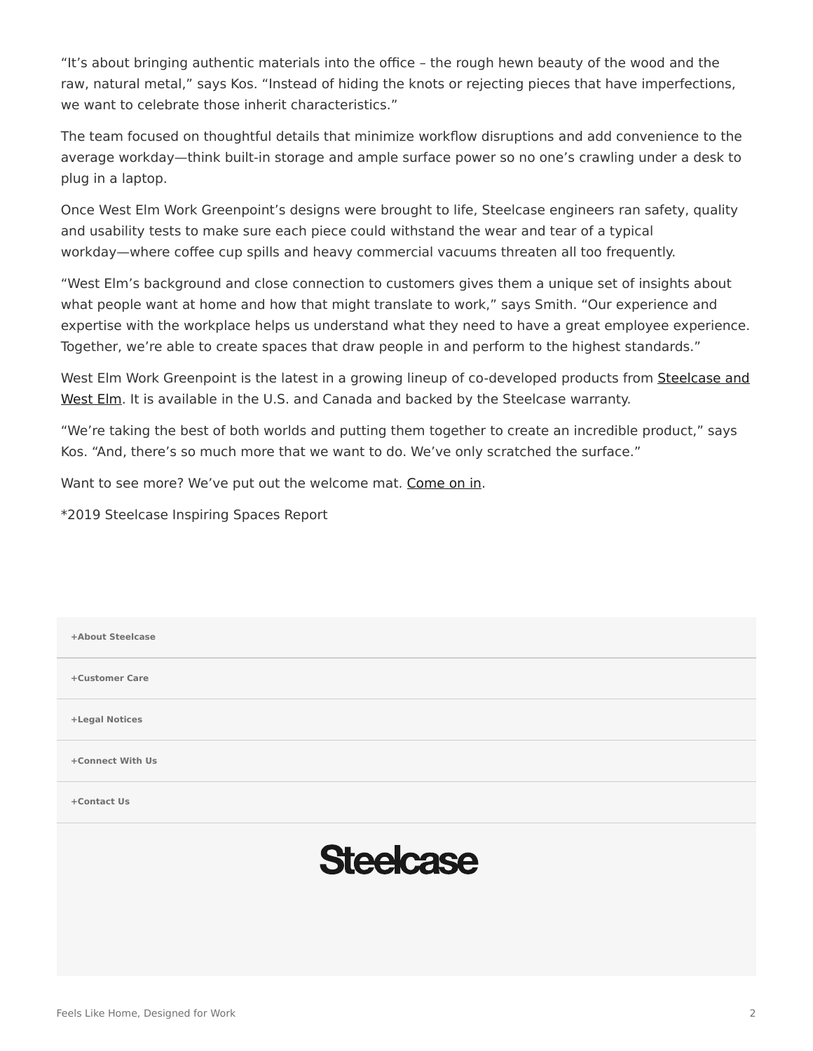"It's about bringing authentic materials into the office – the rough hewn beauty of the wood and the raw, natural metal," says Kos. "Instead of hiding the knots or rejecting pieces that have imperfections, we want to celebrate those inherit characteristics."

The team focused on thoughtful details that minimize workflow disruptions and add convenience to the average workday—think built-in storage and ample surface power so no one's crawling under a desk to plug in a laptop.

Once West Elm Work Greenpoint's designs were brought to life, Steelcase engineers ran safety, quality and usability tests to make sure each piece could withstand the wear and tear of a typical workday—where coffee cup spills and heavy commercial vacuums threaten all too frequently.

"West Elm's background and close connection to customers gives them a unique set of insights about what people want at home and how that might translate to work," says Smith. "Our experience and expertise with the workplace helps us understand what they need to have a great employee experience. Together, we're able to create spaces that draw people in and perform to the highest standards."

West Elm Work Greenpoint is the latest in a growing lineup of co-developed products from Steelcase and West Elm. It is available in the U.S. and Canada and backed by the Steelcase warranty.

"We're taking the best of both worlds and putting them together to create an incredible product," says Kos. "And, there's so much more that we want to do. We've only scratched the surface."

Want to see more? We've put out the welcome mat. Come on in.

*2019 Steelcase Inspiring Spaces Report

+About Steelcase

+Customer Care

+Legal Notices

+Connect With Us

+Contact Us

Steelcase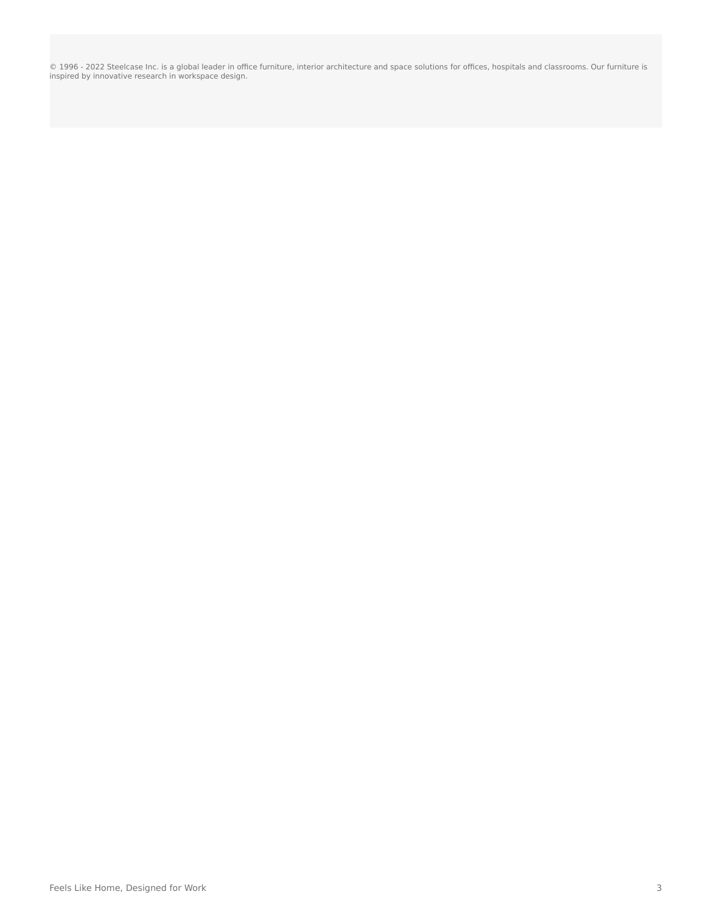© 1996 - 2022 Steelcase Inc. is a global leader in office furniture, interior architecture and space solutions for offices, hospitals and classrooms. Our furniture is inspired by innovative research in workspace design.